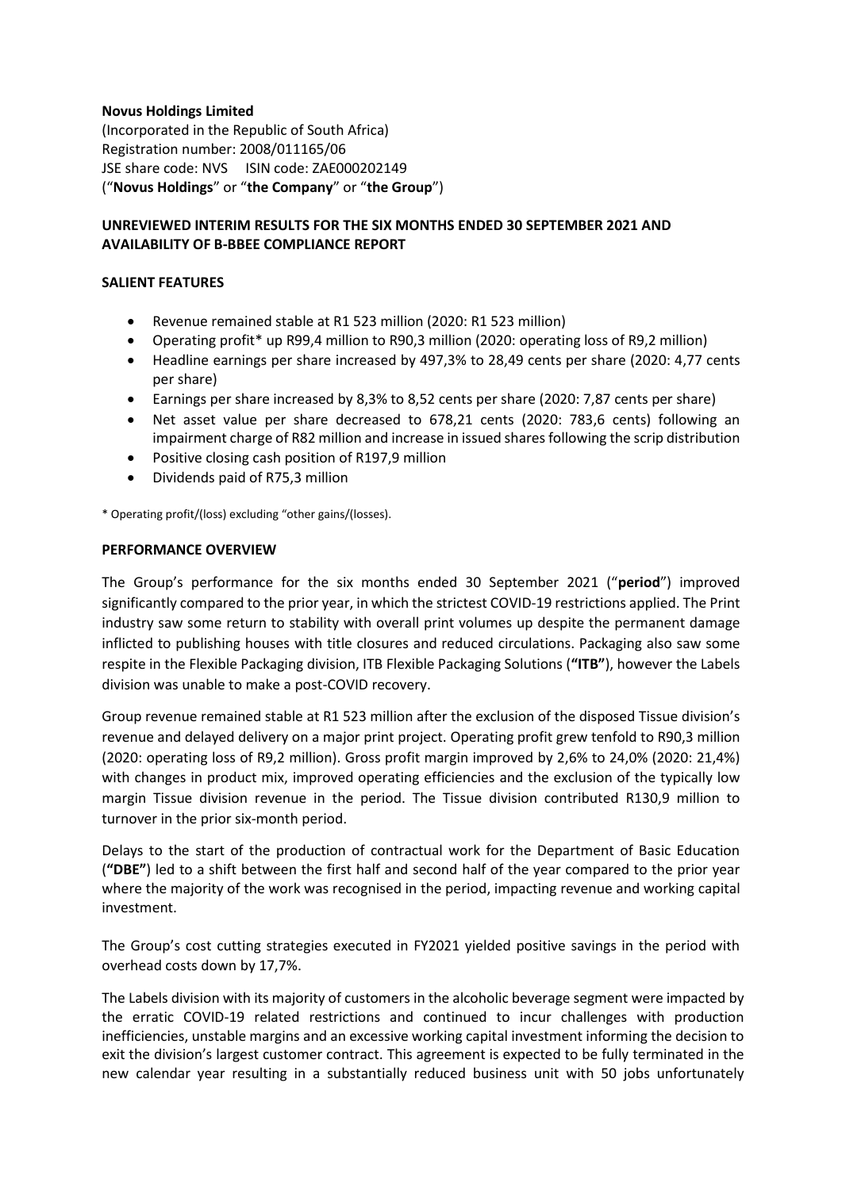**Novus Holdings Limited**
(Incorporated in the Republic of South Africa)
Registration number: 2008/011165/06
JSE share code: NVS ISIN code: ZAE000202149
("**Novus Holdings**" or "**the Company**" or "**the Group**")

**UNREVIEWED INTERIM RESULTS FOR THE SIX MONTHS ENDED 30 SEPTEMBER 2021 AND AVAILABILITY OF B-BBEE COMPLIANCE REPORT**

**SALIENT FEATURES**

- Revenue remained stable at R1 523 million (2020: R1 523 million)
- Operating profit* up R99,4 million to R90,3 million (2020: operating loss of R9,2 million)
- Headline earnings per share increased by 497,3% to 28,49 cents per share (2020: 4,77 cents per share)
- Earnings per share increased by 8,3% to 8,52 cents per share (2020: 7,87 cents per share)
- Net asset value per share decreased to 678,21 cents (2020: 783,6 cents) following an impairment charge of R82 million and increase in issued shares following the scrip distribution
- Positive closing cash position of R197,9 million
- Dividends paid of R75,3 million

* Operating profit/(loss) excluding "other gains/(losses).

**PERFORMANCE OVERVIEW**

The Group's performance for the six months ended 30 September 2021 ("**period**") improved significantly compared to the prior year, in which the strictest COVID-19 restrictions applied. The Print industry saw some return to stability with overall print volumes up despite the permanent damage inflicted to publishing houses with title closures and reduced circulations. Packaging also saw some respite in the Flexible Packaging division, ITB Flexible Packaging Solutions (**"ITB"**), however the Labels division was unable to make a post-COVID recovery.

Group revenue remained stable at R1 523 million after the exclusion of the disposed Tissue division's revenue and delayed delivery on a major print project. Operating profit grew tenfold to R90,3 million (2020: operating loss of R9,2 million). Gross profit margin improved by 2,6% to 24,0% (2020: 21,4%) with changes in product mix, improved operating efficiencies and the exclusion of the typically low margin Tissue division revenue in the period. The Tissue division contributed R130,9 million to turnover in the prior six-month period.

Delays to the start of the production of contractual work for the Department of Basic Education (**"DBE"**) led to a shift between the first half and second half of the year compared to the prior year where the majority of the work was recognised in the period, impacting revenue and working capital investment.

The Group's cost cutting strategies executed in FY2021 yielded positive savings in the period with overhead costs down by 17,7%.

The Labels division with its majority of customers in the alcoholic beverage segment were impacted by the erratic COVID-19 related restrictions and continued to incur challenges with production inefficiencies, unstable margins and an excessive working capital investment informing the decision to exit the division's largest customer contract. This agreement is expected to be fully terminated in the new calendar year resulting in a substantially reduced business unit with 50 jobs unfortunately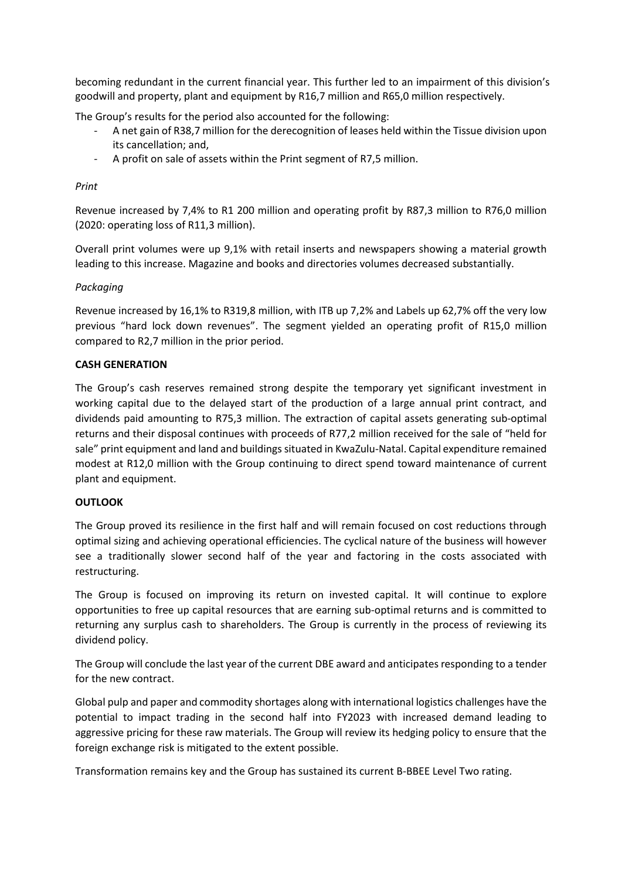becoming redundant in the current financial year. This further led to an impairment of this division's goodwill and property, plant and equipment by R16,7 million and R65,0 million respectively.

The Group's results for the period also accounted for the following:

- A net gain of R38,7 million for the derecognition of leases held within the Tissue division upon its cancellation; and,
- A profit on sale of assets within the Print segment of R7,5 million.

*Print*

Revenue increased by 7,4% to R1 200 million and operating profit by R87,3 million to R76,0 million (2020: operating loss of R11,3 million).

Overall print volumes were up 9,1% with retail inserts and newspapers showing a material growth leading to this increase. Magazine and books and directories volumes decreased substantially.

*Packaging*

Revenue increased by 16,1% to R319,8 million, with ITB up 7,2% and Labels up 62,7% off the very low previous "hard lock down revenues". The segment yielded an operating profit of R15,0 million compared to R2,7 million in the prior period.

**CASH GENERATION**

The Group's cash reserves remained strong despite the temporary yet significant investment in working capital due to the delayed start of the production of a large annual print contract, and dividends paid amounting to R75,3 million. The extraction of capital assets generating sub-optimal returns and their disposal continues with proceeds of R77,2 million received for the sale of "held for sale" print equipment and land and buildings situated in KwaZulu-Natal. Capital expenditure remained modest at R12,0 million with the Group continuing to direct spend toward maintenance of current plant and equipment.

**OUTLOOK**

The Group proved its resilience in the first half and will remain focused on cost reductions through optimal sizing and achieving operational efficiencies. The cyclical nature of the business will however see a traditionally slower second half of the year and factoring in the costs associated with restructuring.

The Group is focused on improving its return on invested capital. It will continue to explore opportunities to free up capital resources that are earning sub-optimal returns and is committed to returning any surplus cash to shareholders. The Group is currently in the process of reviewing its dividend policy.

The Group will conclude the last year of the current DBE award and anticipates responding to a tender for the new contract.

Global pulp and paper and commodity shortages along with international logistics challenges have the potential to impact trading in the second half into FY2023 with increased demand leading to aggressive pricing for these raw materials. The Group will review its hedging policy to ensure that the foreign exchange risk is mitigated to the extent possible.

Transformation remains key and the Group has sustained its current B-BBEE Level Two rating.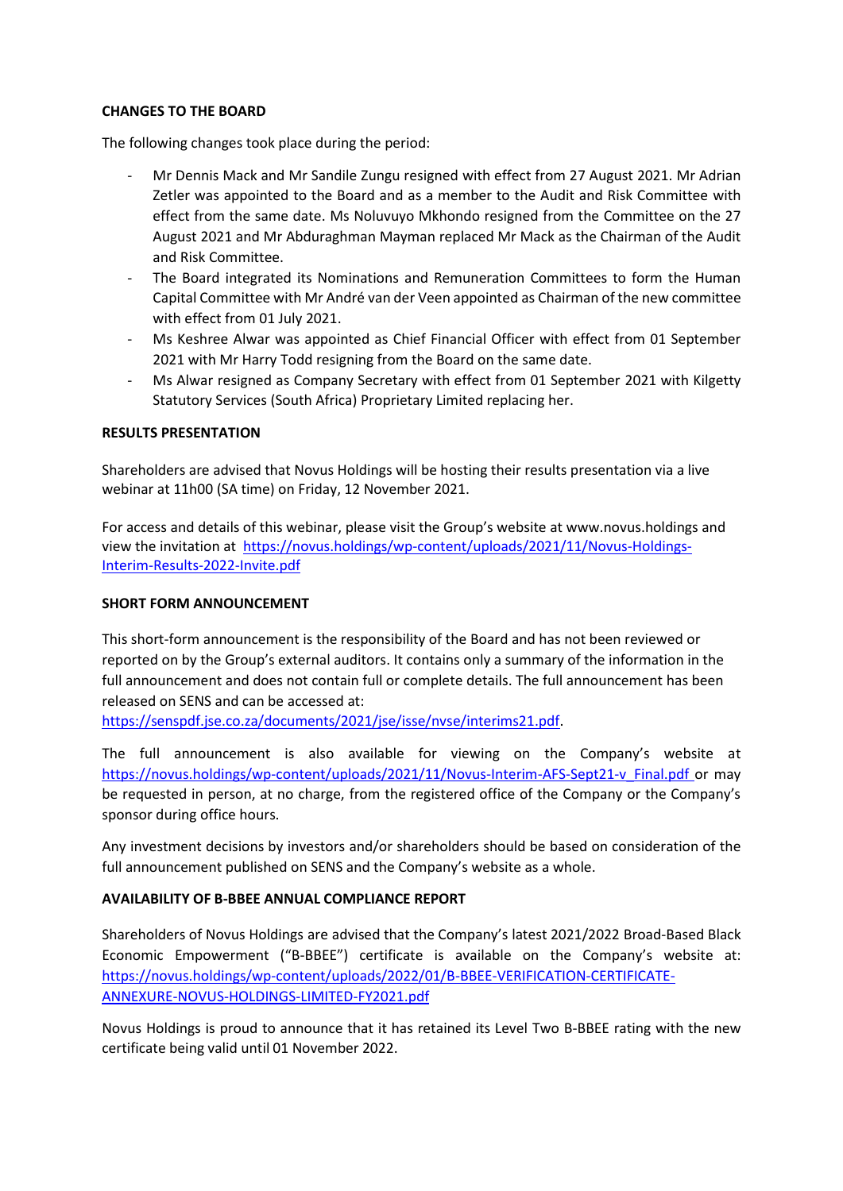**CHANGES TO THE BOARD**

The following changes took place during the period:

- Mr Dennis Mack and Mr Sandile Zungu resigned with effect from 27 August 2021. Mr Adrian Zetler was appointed to the Board and as a member to the Audit and Risk Committee with effect from the same date. Ms Noluvuyo Mkhondo resigned from the Committee on the 27 August 2021 and Mr Abduraghman Mayman replaced Mr Mack as the Chairman of the Audit and Risk Committee.
- The Board integrated its Nominations and Remuneration Committees to form the Human Capital Committee with Mr André van der Veen appointed as Chairman of the new committee with effect from 01 July 2021.
- Ms Keshree Alwar was appointed as Chief Financial Officer with effect from 01 September 2021 with Mr Harry Todd resigning from the Board on the same date.
- Ms Alwar resigned as Company Secretary with effect from 01 September 2021 with Kilgetty Statutory Services (South Africa) Proprietary Limited replacing her.

**RESULTS PRESENTATION**

Shareholders are advised that Novus Holdings will be hosting their results presentation via a live webinar at 11h00 (SA time) on Friday, 12 November 2021.

For access and details of this webinar, please visit the Group's website at www.novus.holdings and view the invitation at https://novus.holdings/wp-content/uploads/2021/11/Novus-Holdings-Interim-Results-2022-Invite.pdf

**SHORT FORM ANNOUNCEMENT**

This short-form announcement is the responsibility of the Board and has not been reviewed or reported on by the Group's external auditors. It contains only a summary of the information in the full announcement and does not contain full or complete details. The full announcement has been released on SENS and can be accessed at: https://senspdf.jse.co.za/documents/2021/jse/isse/nvse/interims21.pdf.

The full announcement is also available for viewing on the Company's website at https://novus.holdings/wp-content/uploads/2021/11/Novus-Interim-AFS-Sept21-v_Final.pdf or may be requested in person, at no charge, from the registered office of the Company or the Company's sponsor during office hours.

Any investment decisions by investors and/or shareholders should be based on consideration of the full announcement published on SENS and the Company's website as a whole.

**AVAILABILITY OF B-BBEE ANNUAL COMPLIANCE REPORT**

Shareholders of Novus Holdings are advised that the Company's latest 2021/2022 Broad-Based Black Economic Empowerment ("B-BBEE") certificate is available on the Company's website at: https://novus.holdings/wp-content/uploads/2022/01/B-BBEE-VERIFICATION-CERTIFICATE-ANNEXURE-NOVUS-HOLDINGS-LIMITED-FY2021.pdf

Novus Holdings is proud to announce that it has retained its Level Two B-BBEE rating with the new certificate being valid until 01 November 2022.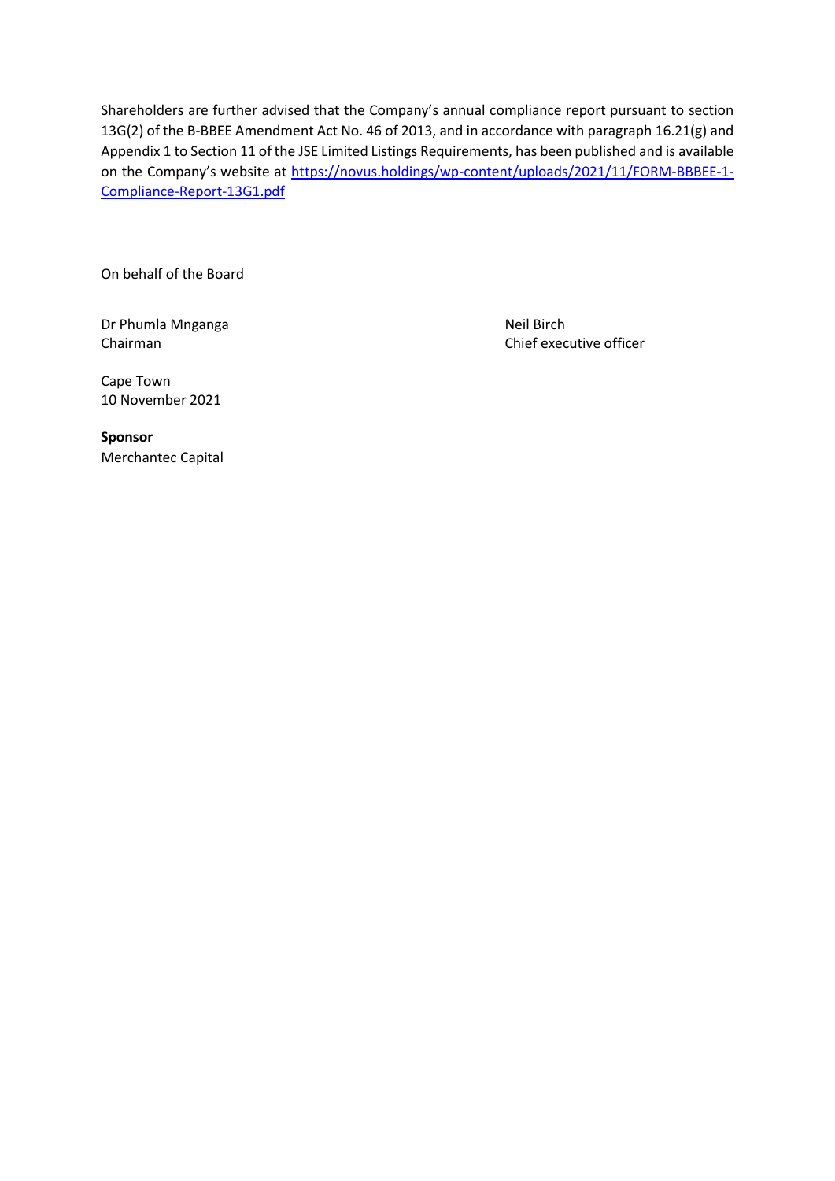Shareholders are further advised that the Company's annual compliance report pursuant to section 13G(2) of the B-BBEE Amendment Act No. 46 of 2013, and in accordance with paragraph 16.21(g) and Appendix 1 to Section 11 of the JSE Limited Listings Requirements, has been published and is available on the Company's website at [https://novus.holdings/wp-content/uploads/2021/11/FORM-BBBEE-1-Compliance-Report-13G1.pdf](https://novus.holdings/wp-content/uploads/2021/11/FORM-BBBEE-1-Compliance-Report-13G1.pdf)

On behalf of the Board

Dr Phumla Mnganga
Chairman

Neil Birch
Chief executive officer

Cape Town
10 November 2021

**Sponsor**
Merchantec Capital